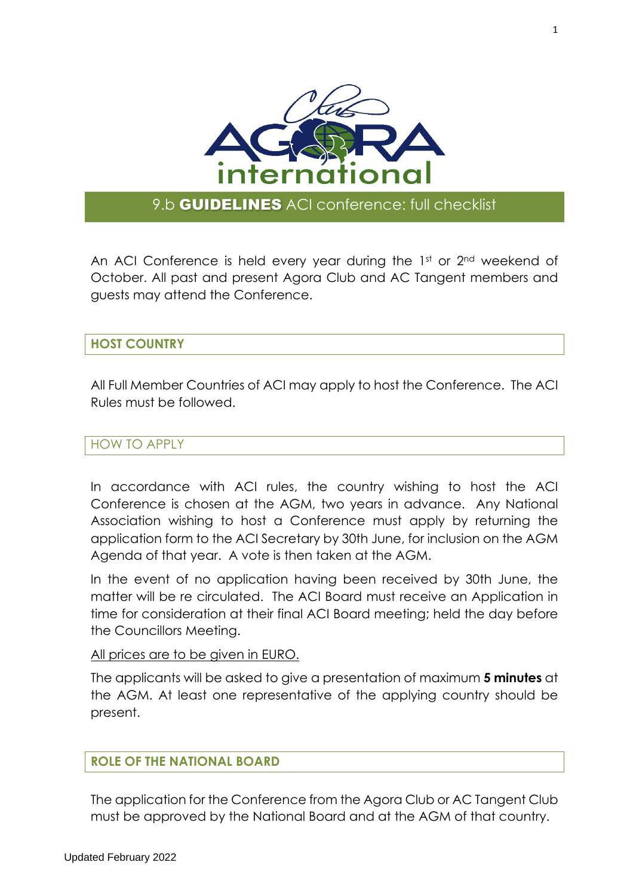# 9.b **GUIDELINES** ACI conference: full checklist

An ACI Conference is held every year during the 1st or 2nd weekend of October. All past and present Agora Club and AC Tangent members and guests may attend the Conference.

## HOST COUNTRY

All Full Member Countries of ACI may apply to host the Conference. The ACI Rules must be followed.

## HOW TO APPLY

In accordance with ACI rules, the country wishing to host the ACI Conference is chosen at the AGM, two years in advance. Any National Association wishing to host a Conference must apply by returning the application form to the ACI Secretary by 30th June, for inclusion on the AGM Agenda of that year. A vote is then taken at the AGM.

In the event of no application having been received by 30th June, the matter will be re circulated. The ACI Board must receive an Application in time for consideration at their final ACI Board meeting; held the day before the Councillors Meeting.

<u>All prices are to be given in EURO.</u>

The applicants will be asked to give a presentation of maximum **5 minutes** at the AGM. At least one representative of the applying country should be present.

## ROLE OF THE NATIONAL BOARD

The application for the Conference from the Agora Club or AC Tangent Club must be approved by the National Board and at the AGM of that country.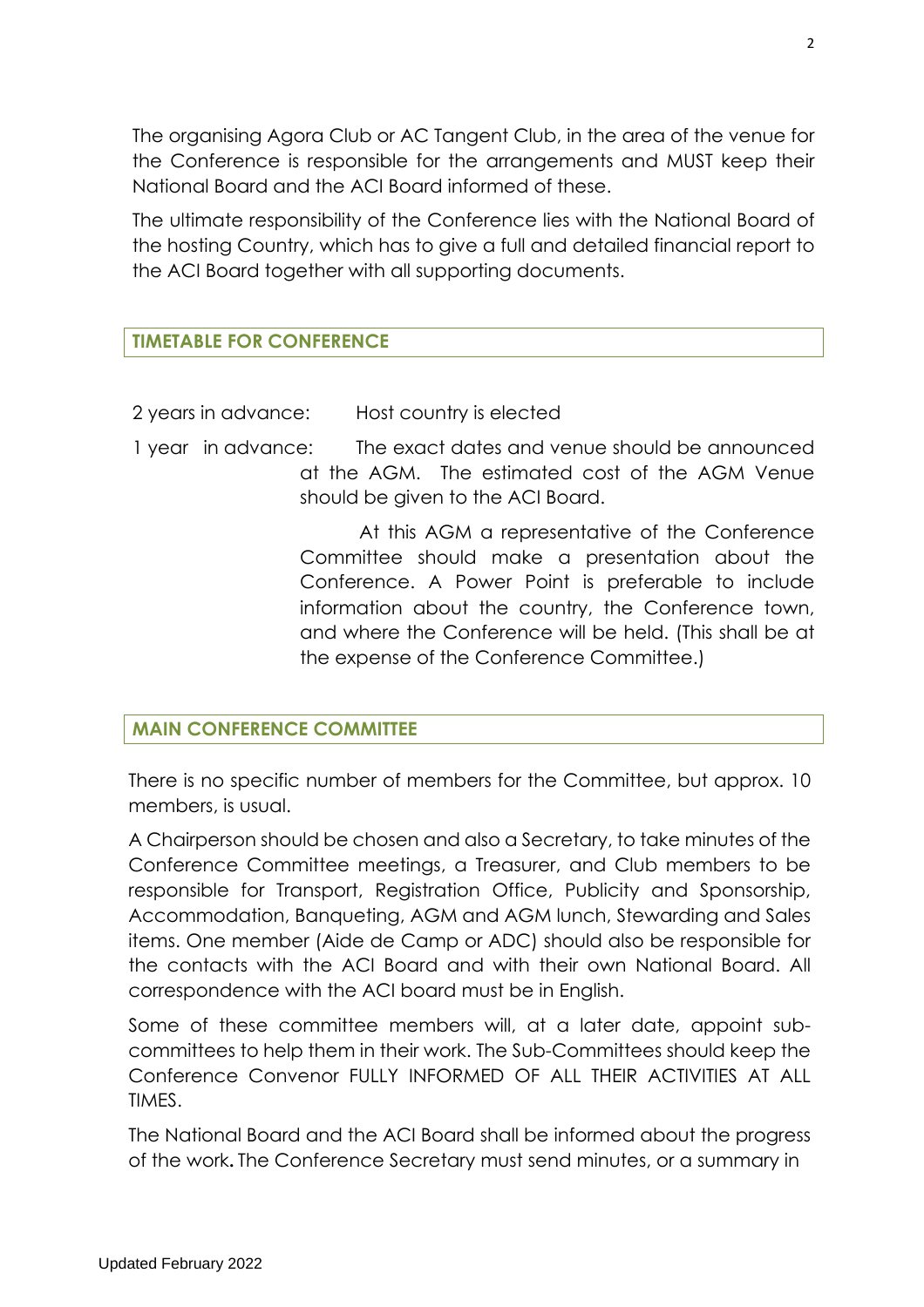The organising Agora Club or AC Tangent Club, in the area of the venue for the Conference is responsible for the arrangements and MUST keep their National Board and the ACI Board informed of these.

The ultimate responsibility of the Conference lies with the National Board of the hosting Country, which has to give a full and detailed financial report to the ACI Board together with all supporting documents.

## TIMETABLE FOR CONFERENCE

2 years in advance: Host country is elected

1 year in advance: The exact dates and venue should be announced at the AGM. The estimated cost of the AGM Venue should be given to the ACI Board.

At this AGM a representative of the Conference Committee should make a presentation about the Conference. A Power Point is preferable to include information about the country, the Conference town, and where the Conference will be held. (This shall be at the expense of the Conference Committee.)

## MAIN CONFERENCE COMMITTEE

There is no specific number of members for the Committee, but approx. 10 members, is usual.

A Chairperson should be chosen and also a Secretary, to take minutes of the Conference Committee meetings, a Treasurer, and Club members to be responsible for Transport, Registration Office, Publicity and Sponsorship, Accommodation, Banqueting, AGM and AGM lunch, Stewarding and Sales items. One member (Aide de Camp or ADC) should also be responsible for the contacts with the ACI Board and with their own National Board. All correspondence with the ACI board must be in English.

Some of these committee members will, at a later date, appoint sub-committees to help them in their work. The Sub-Committees should keep the Conference Convenor FULLY INFORMED OF ALL THEIR ACTIVITIES AT ALL TIMES.

The National Board and the ACI Board shall be informed about the progress of the work**.** The Conference Secretary must send minutes, or a summary in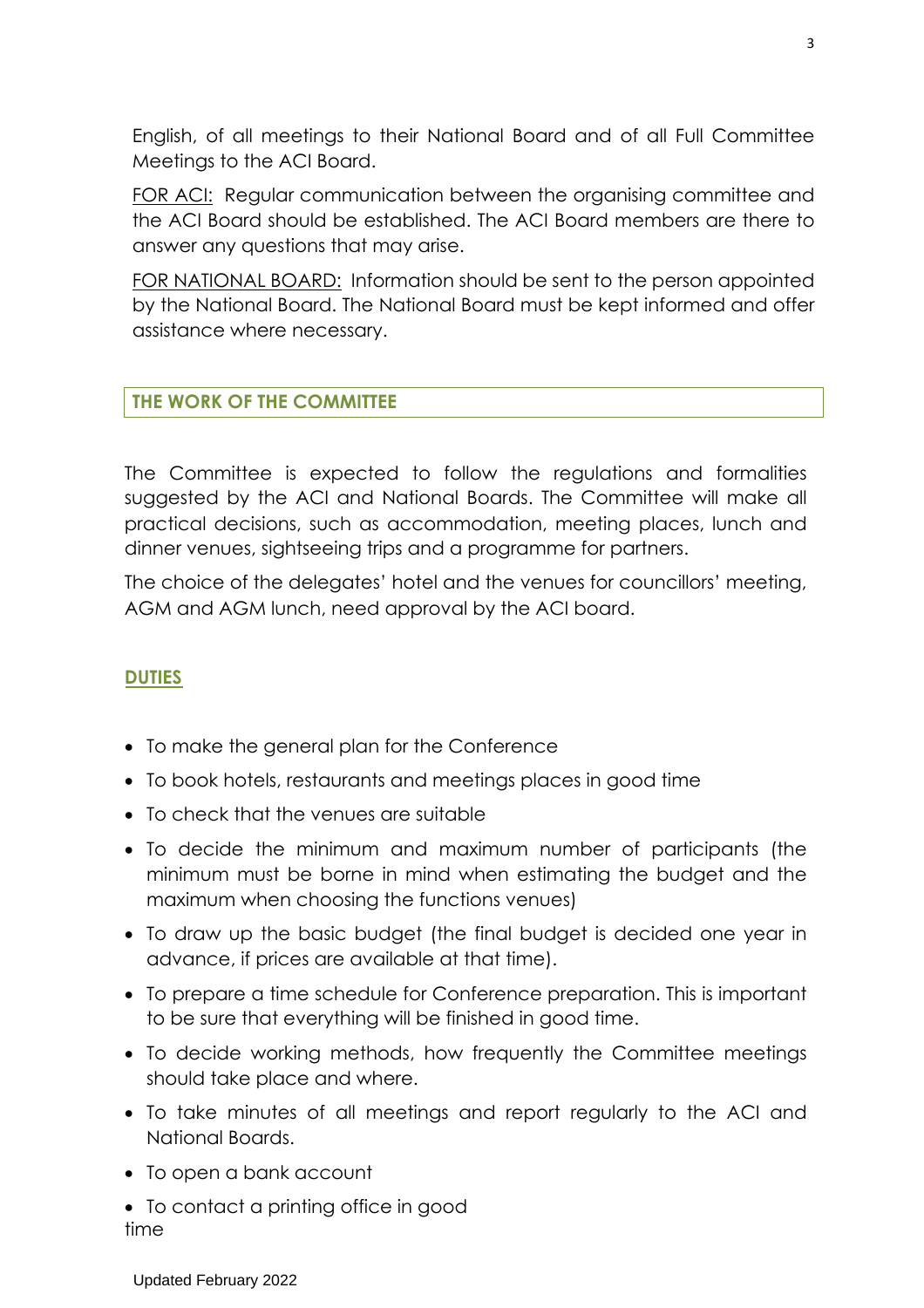English, of all meetings to their National Board and of all Full Committee Meetings to the ACI Board.

FOR ACI: Regular communication between the organising committee and the ACI Board should be established. The ACI Board members are there to answer any questions that may arise.

FOR NATIONAL BOARD: Information should be sent to the person appointed by the National Board. The National Board must be kept informed and offer assistance where necessary.

## THE WORK OF THE COMMITTEE

The Committee is expected to follow the regulations and formalities suggested by the ACI and National Boards. The Committee will make all practical decisions, such as accommodation, meeting places, lunch and dinner venues, sightseeing trips and a programme for partners.

The choice of the delegates' hotel and the venues for councillors' meeting, AGM and AGM lunch, need approval by the ACI board.

### DUTIES

- To make the general plan for the Conference
- To book hotels, restaurants and meetings places in good time
- To check that the venues are suitable
- To decide the minimum and maximum number of participants (the minimum must be borne in mind when estimating the budget and the maximum when choosing the functions venues)
- To draw up the basic budget (the final budget is decided one year in advance, if prices are available at that time).
- To prepare a time schedule for Conference preparation. This is important to be sure that everything will be finished in good time.
- To decide working methods, how frequently the Committee meetings should take place and where.
- To take minutes of all meetings and report regularly to the ACI and National Boards.
- To open a bank account
- To contact a printing office in good time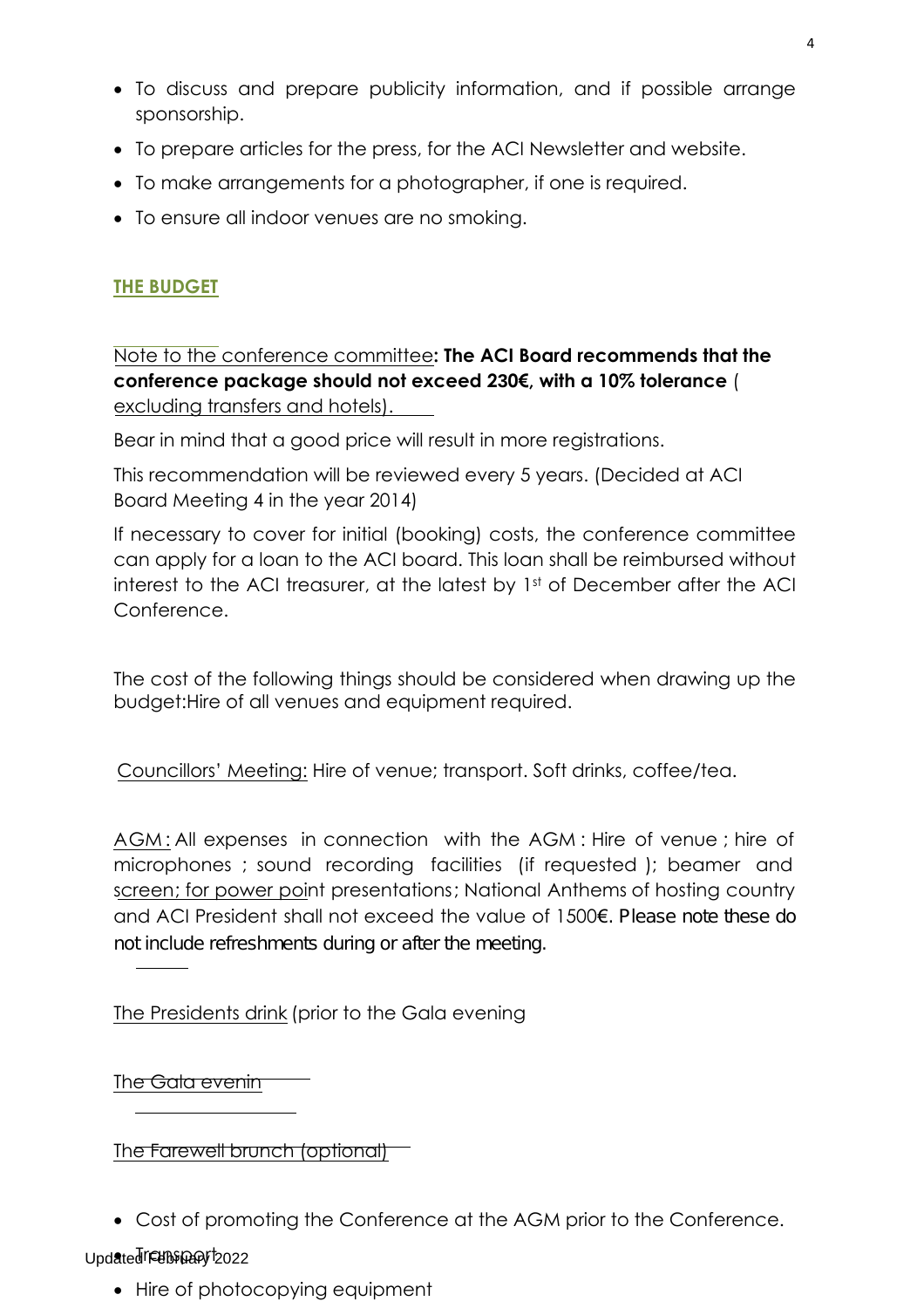- To discuss and prepare publicity information, and if possible arrange sponsorship.
- To prepare articles for the press, for the ACI Newsletter and website.
- To make arrangements for a photographer, if one is required.
- To ensure all indoor venues are no smoking.

## THE BUDGET

Note to the conference committee**: The ACI Board recommends that the conference package should not exceed 230€, with a 10% tolerance** ( excluding transfers and hotels).

Bear in mind that a good price will result in more registrations.

This recommendation will be reviewed every 5 years. (Decided at ACI Board Meeting 4 in the year 2014)

If necessary to cover for initial (booking) costs, the conference committee can apply for a loan to the ACI board. This loan shall be reimbursed without interest to the ACI treasurer, at the latest by 1st of December after the ACI Conference.

The cost of the following things should be considered when drawing up the budget:Hire of all venues and equipment required.

Councillors' Meeting: Hire of venue; transport. Soft drinks, coffee/tea.

AGM : All expenses in connection with the AGM : Hire of venue ; hire of microphones ; sound recording facilities (if requested ); beamer and screen; for power point presentations; National Anthems of hosting country and ACI President shall not exceed the value of 1500€. Please note these do not include refreshments during or after the meeting.

The Presidents drink (prior to the Gala evening

The Gala evenin

The Farewell brunch (optional)

- Cost of promoting the Conference at the AGM prior to the Conference.
- Transport
- Hire of photocopying equipment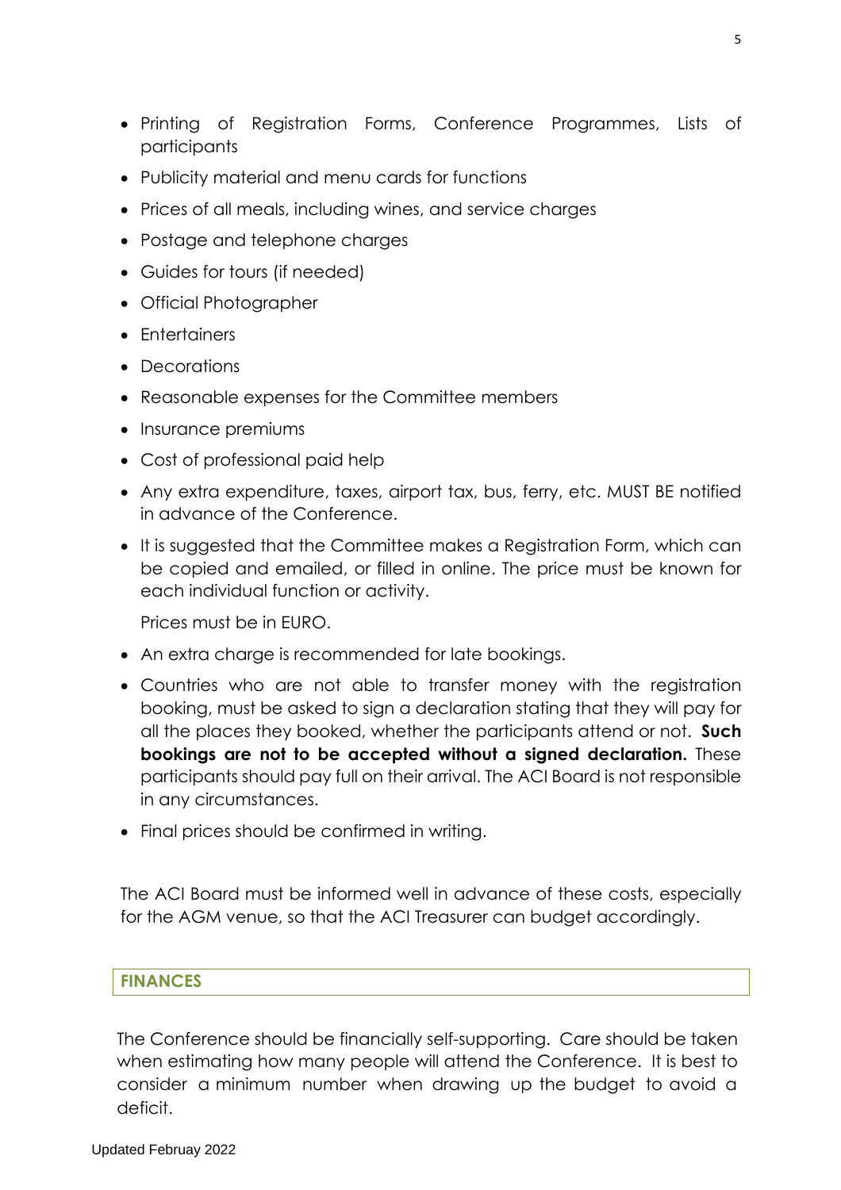- Printing of Registration Forms, Conference Programmes, Lists of participants
- Publicity material and menu cards for functions
- Prices of all meals, including wines, and service charges
- Postage and telephone charges
- Guides for tours (if needed)
- Official Photographer
- Entertainers
- Decorations
- Reasonable expenses for the Committee members
- Insurance premiums
- Cost of professional paid help
- Any extra expenditure, taxes, airport tax, bus, ferry, etc. MUST BE notified in advance of the Conference.
- It is suggested that the Committee makes a Registration Form, which can be copied and emailed, or filled in online. The price must be known for each individual function or activity.

  Prices must be in EURO.
- An extra charge is recommended for late bookings.
- Countries who are not able to transfer money with the registration booking, must be asked to sign a declaration stating that they will pay for all the places they booked, whether the participants attend or not. **Such bookings are not to be accepted without a signed declaration.** These participants should pay full on their arrival. The ACI Board is not responsible in any circumstances.
- Final prices should be confirmed in writing.

The ACI Board must be informed well in advance of these costs, especially for the AGM venue, so that the ACI Treasurer can budget accordingly.

## FINANCES

The Conference should be financially self-supporting. Care should be taken when estimating how many people will attend the Conference. It is best to consider a minimum number when drawing up the budget to avoid a deficit.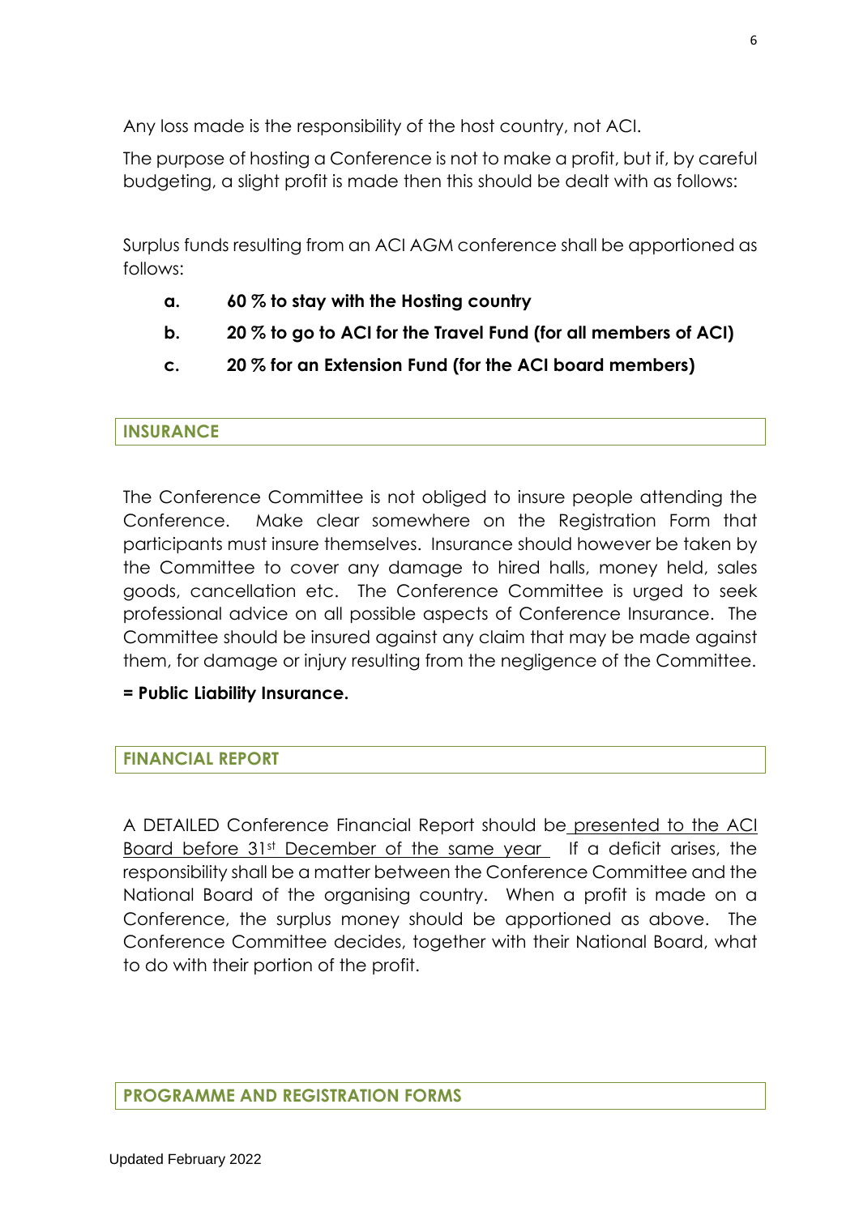Any loss made is the responsibility of the host country, not ACI.

The purpose of hosting a Conference is not to make a profit, but if, by careful budgeting, a slight profit is made then this should be dealt with as follows:

Surplus funds resulting from an ACI AGM conference shall be apportioned as follows:

- **a. 60 % to stay with the Hosting country**
- **b. 20 % to go to ACI for the Travel Fund (for all members of ACI)**
- **c. 20 % for an Extension Fund (for the ACI board members)**

## INSURANCE

The Conference Committee is not obliged to insure people attending the Conference. Make clear somewhere on the Registration Form that participants must insure themselves. Insurance should however be taken by the Committee to cover any damage to hired halls, money held, sales goods, cancellation etc. The Conference Committee is urged to seek professional advice on all possible aspects of Conference Insurance. The Committee should be insured against any claim that may be made against them, for damage or injury resulting from the negligence of the Committee.

**= Public Liability Insurance.**

## FINANCIAL REPORT

A DETAILED Conference Financial Report should be presented to the ACI Board before 31st December of the same year If a deficit arises, the responsibility shall be a matter between the Conference Committee and the National Board of the organising country. When a profit is made on a Conference, the surplus money should be apportioned as above. The Conference Committee decides, together with their National Board, what to do with their portion of the profit.

## PROGRAMME AND REGISTRATION FORMS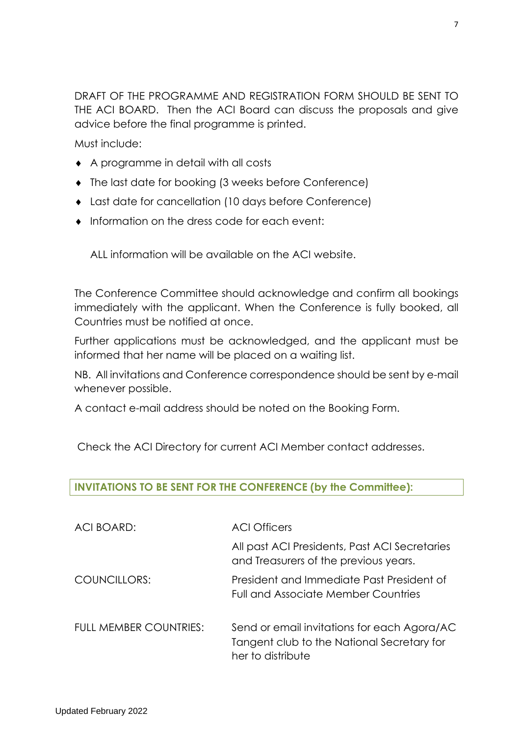DRAFT OF THE PROGRAMME AND REGISTRATION FORM SHOULD BE SENT TO THE ACI BOARD. Then the ACI Board can discuss the proposals and give advice before the final programme is printed.

Must include:

- A programme in detail with all costs
- The last date for booking (3 weeks before Conference)
- Last date for cancellation (10 days before Conference)
- Information on the dress code for each event:

ALL information will be available on the ACI website.

The Conference Committee should acknowledge and confirm all bookings immediately with the applicant. When the Conference is fully booked, all Countries must be notified at once.

Further applications must be acknowledged, and the applicant must be informed that her name will be placed on a waiting list.

NB. All invitations and Conference correspondence should be sent by e-mail whenever possible.

A contact e-mail address should be noted on the Booking Form.

Check the ACI Directory for current ACI Member contact addresses.

## INVITATIONS TO BE SENT FOR THE CONFERENCE (by the Committee):

| | |
|---|---|
| ACI BOARD: | ACI Officers |
| | All past ACI Presidents, Past ACI Secretaries and Treasurers of the previous years. |
| COUNCILLORS: | President and Immediate Past President of Full and Associate Member Countries |
| FULL MEMBER COUNTRIES: | Send or email invitations for each Agora/AC Tangent club to the National Secretary for her to distribute |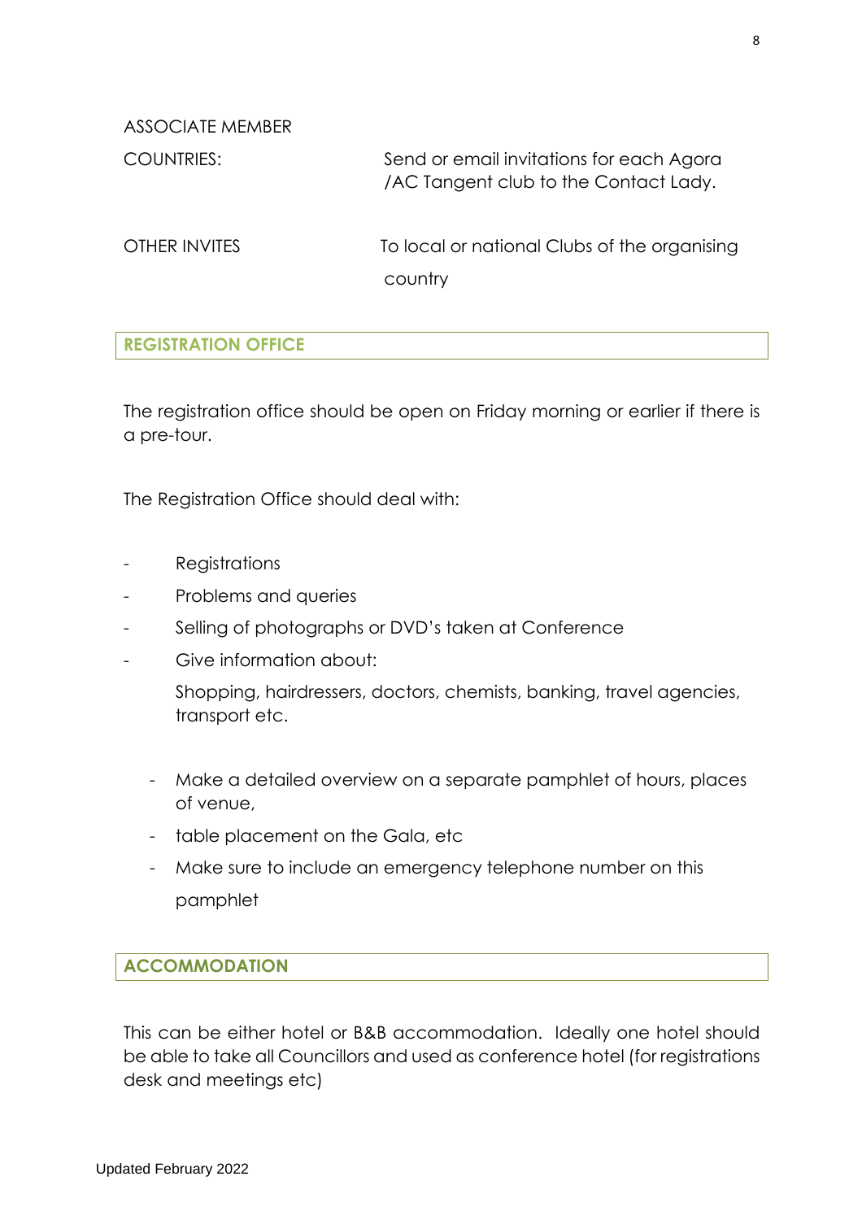ASSOCIATE MEMBER

| | |
|---|---|
| COUNTRIES: | Send or email invitations for each Agora /AC Tangent club to the Contact Lady. |
| OTHER INVITES | To local or national Clubs of the organising country |

## REGISTRATION OFFICE

The registration office should be open on Friday morning or earlier if there is a pre-tour.

The Registration Office should deal with:

- Registrations
- Problems and queries
- Selling of photographs or DVD's taken at Conference
- Give information about:

  Shopping, hairdressers, doctors, chemists, banking, travel agencies, transport etc.

- Make a detailed overview on a separate pamphlet of hours, places of venue,
- table placement on the Gala, etc
- Make sure to include an emergency telephone number on this pamphlet

## ACCOMMODATION

This can be either hotel or B&B accommodation. Ideally one hotel should be able to take all Councillors and used as conference hotel (for registrations desk and meetings etc)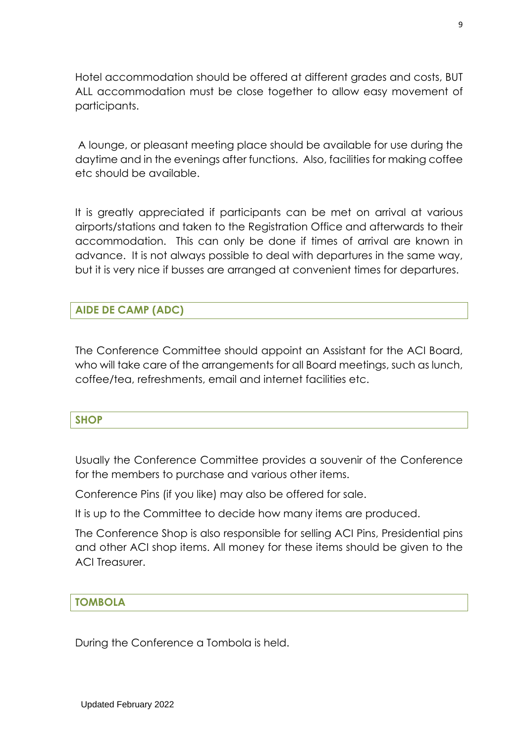Hotel accommodation should be offered at different grades and costs, BUT ALL accommodation must be close together to allow easy movement of participants.

A lounge, or pleasant meeting place should be available for use during the daytime and in the evenings after functions. Also, facilities for making coffee etc should be available.

It is greatly appreciated if participants can be met on arrival at various airports/stations and taken to the Registration Office and afterwards to their accommodation. This can only be done if times of arrival are known in advance. It is not always possible to deal with departures in the same way, but it is very nice if busses are arranged at convenient times for departures.

## AIDE DE CAMP (ADC)

The Conference Committee should appoint an Assistant for the ACI Board, who will take care of the arrangements for all Board meetings, such as lunch, coffee/tea, refreshments, email and internet facilities etc.

## SHOP

Usually the Conference Committee provides a souvenir of the Conference for the members to purchase and various other items.

Conference Pins (if you like) may also be offered for sale.

It is up to the Committee to decide how many items are produced.

The Conference Shop is also responsible for selling ACI Pins, Presidential pins and other ACI shop items. All money for these items should be given to the ACI Treasurer.

## TOMBOLA

During the Conference a Tombola is held.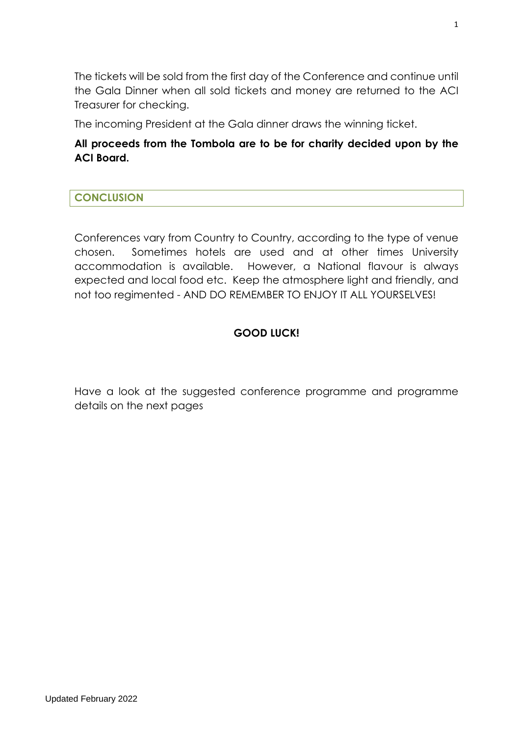The tickets will be sold from the first day of the Conference and continue until the Gala Dinner when all sold tickets and money are returned to the ACI Treasurer for checking.

The incoming President at the Gala dinner draws the winning ticket.

**All proceeds from the Tombola are to be for charity decided upon by the ACI Board.**

## CONCLUSION

Conferences vary from Country to Country, according to the type of venue chosen. Sometimes hotels are used and at other times University accommodation is available. However, a National flavour is always expected and local food etc. Keep the atmosphere light and friendly, and not too regimented - AND DO REMEMBER TO ENJOY IT ALL YOURSELVES!

**GOOD LUCK!**

Have a look at the suggested conference programme and programme details on the next pages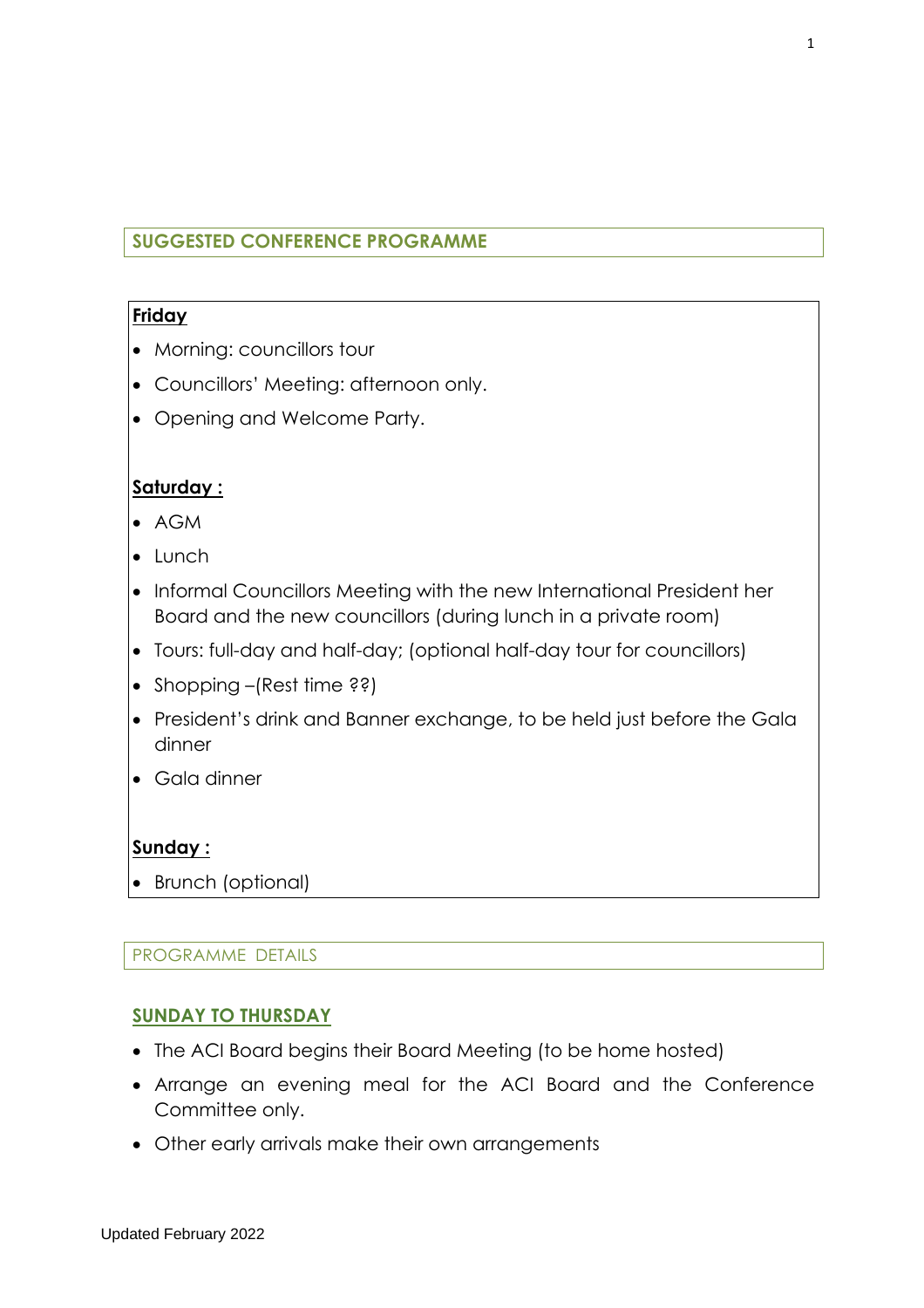## SUGGESTED CONFERENCE PROGRAMME

**Friday**

- Morning: councillors tour
- Councillors' Meeting: afternoon only.
- Opening and Welcome Party.

**Saturday :**

- AGM
- Lunch
- Informal Councillors Meeting with the new International President her Board and the new councillors (during lunch in a private room)
- Tours: full-day and half-day; (optional half-day tour for councillors)
- Shopping –(Rest time ??)
- President's drink and Banner exchange, to be held just before the Gala dinner
- Gala dinner

**Sunday :**

- Brunch (optional)

## PROGRAMME DETAILS

### SUNDAY TO THURSDAY

- The ACI Board begins their Board Meeting (to be home hosted)
- Arrange an evening meal for the ACI Board and the Conference Committee only.
- Other early arrivals make their own arrangements

Updated February 2022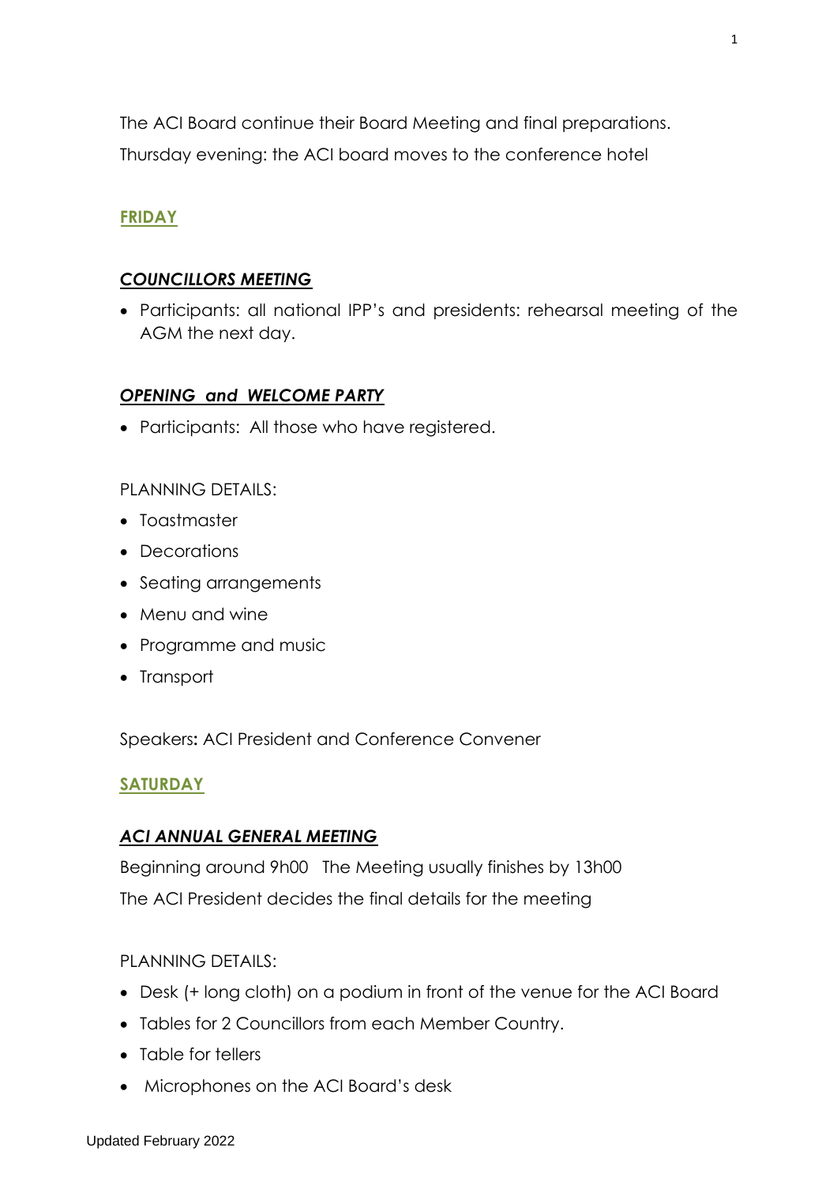The ACI Board continue their Board Meeting and final preparations.

Thursday evening: the ACI board moves to the conference hotel

## FRIDAY

### *COUNCILLORS MEETING*

- Participants: all national IPP's and presidents: rehearsal meeting of the AGM the next day.

### *OPENING and WELCOME PARTY*

- Participants: All those who have registered.

PLANNING DETAILS:

- Toastmaster
- Decorations
- Seating arrangements
- Menu and wine
- Programme and music
- Transport

Speakers**:** ACI President and Conference Convener

## SATURDAY

### *ACI ANNUAL GENERAL MEETING*

Beginning around 9h00 The Meeting usually finishes by 13h00

The ACI President decides the final details for the meeting

PLANNING DETAILS:

- Desk (+ long cloth) on a podium in front of the venue for the ACI Board
- Tables for 2 Councillors from each Member Country.
- Table for tellers
- Microphones on the ACI Board's desk

Updated February 2022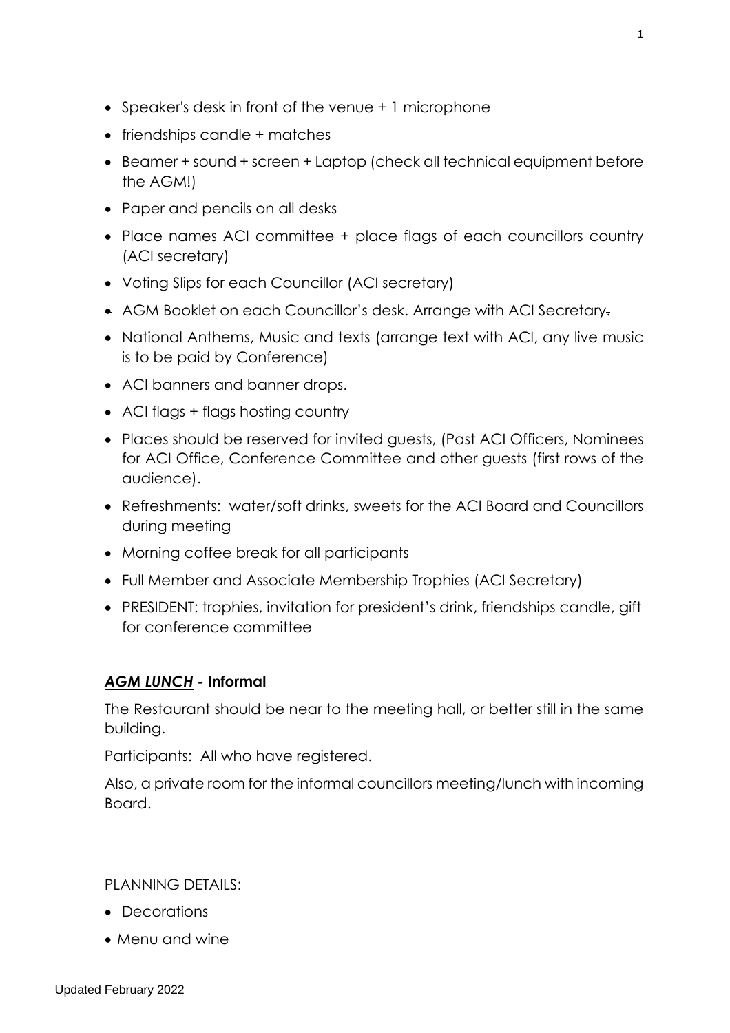- Speaker's desk in front of the venue + 1 microphone
- friendships candle + matches
- Beamer + sound + screen + Laptop (check all technical equipment before the AGM!)
- Paper and pencils on all desks
- Place names ACI committee + place flags of each councillors country (ACI secretary)
- Voting Slips for each Councillor (ACI secretary)
- AGM Booklet on each Councillor's desk. Arrange with ACI Secretary.
- National Anthems, Music and texts (arrange text with ACI, any live music is to be paid by Conference)
- ACI banners and banner drops.
- ACI flags + flags hosting country
- Places should be reserved for invited guests, (Past ACI Officers, Nominees for ACI Office, Conference Committee and other guests (first rows of the audience).
- Refreshments: water/soft drinks, sweets for the ACI Board and Councillors during meeting
- Morning coffee break for all participants
- Full Member and Associate Membership Trophies (ACI Secretary)
- PRESIDENT: trophies, invitation for president's drink, friendships candle, gift for conference committee

***AGM LUNCH*** **- Informal**

The Restaurant should be near to the meeting hall, or better still in the same building.

Participants: All who have registered.

Also, a private room for the informal councillors meeting/lunch with incoming Board.

PLANNING DETAILS:

- Decorations
- Menu and wine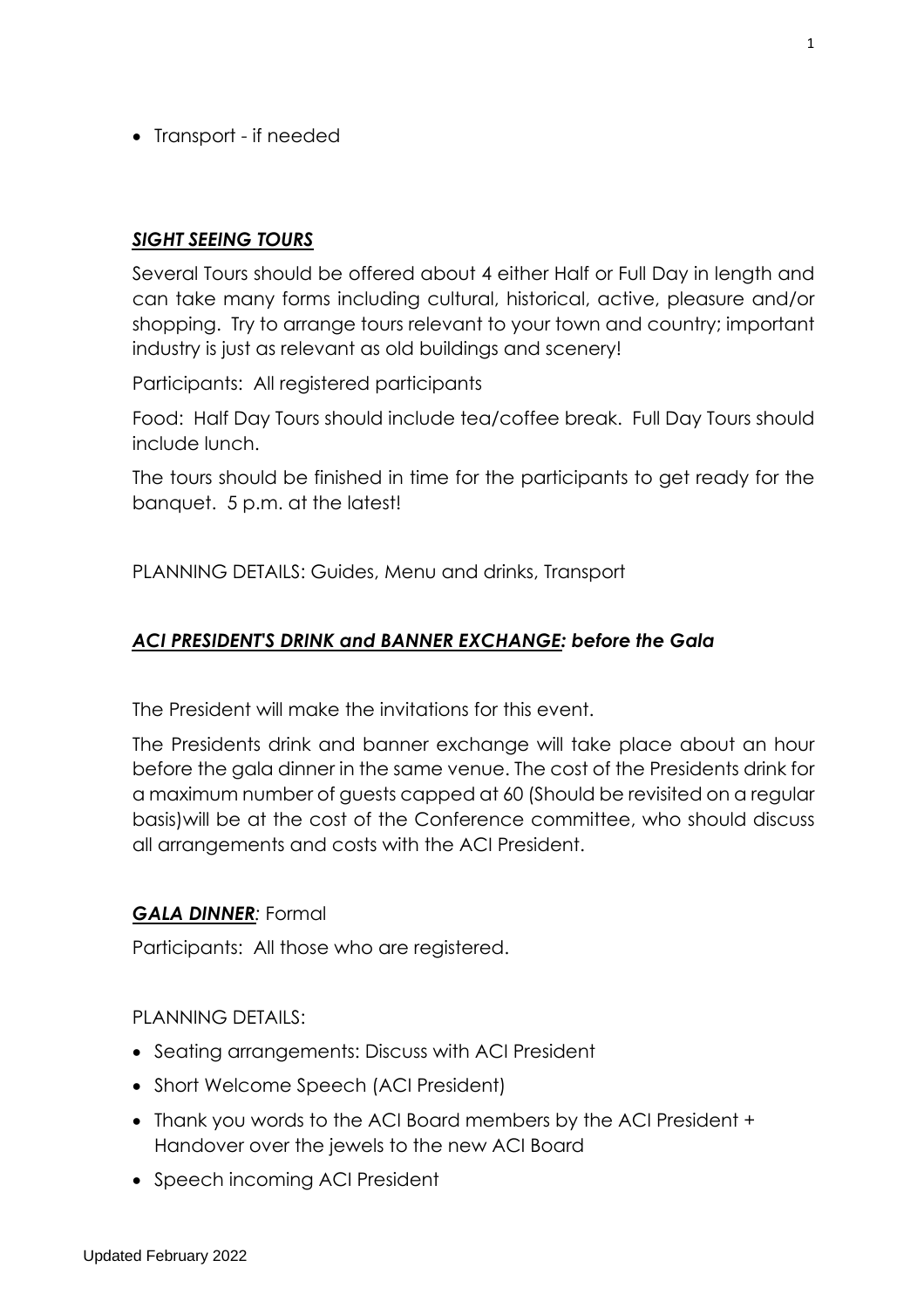- Transport - if needed

***<u>SIGHT SEEING TOURS</u>***

Several Tours should be offered about 4 either Half or Full Day in length and can take many forms including cultural, historical, active, pleasure and/or shopping. Try to arrange tours relevant to your town and country; important industry is just as relevant as old buildings and scenery!

Participants: All registered participants

Food: Half Day Tours should include tea/coffee break. Full Day Tours should include lunch.

The tours should be finished in time for the participants to get ready for the banquet. 5 p.m. at the latest!

PLANNING DETAILS: Guides, Menu and drinks, Transport

***<u>ACI PRESIDENT'S DRINK and BANNER EXCHANGE</u>: before the Gala***

The President will make the invitations for this event.

The Presidents drink and banner exchange will take place about an hour before the gala dinner in the same venue. The cost of the Presidents drink for a maximum number of guests capped at 60 (Should be revisited on a regular basis)will be at the cost of the Conference committee, who should discuss all arrangements and costs with the ACI President.

***<u>GALA DINNER</u>:*** Formal

Participants: All those who are registered.

PLANNING DETAILS:

- Seating arrangements: Discuss with ACI President
- Short Welcome Speech (ACI President)
- Thank you words to the ACI Board members by the ACI President + Handover over the jewels to the new ACI Board
- Speech incoming ACI President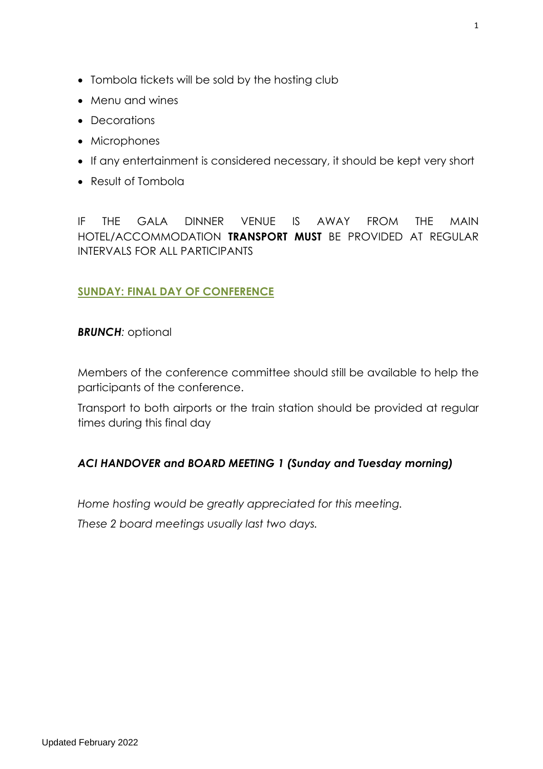- Tombola tickets will be sold by the hosting club
- Menu and wines
- Decorations
- Microphones
- If any entertainment is considered necessary, it should be kept very short
- Result of Tombola

IF THE GALA DINNER VENUE IS AWAY FROM THE MAIN HOTEL/ACCOMMODATION **TRANSPORT MUST** BE PROVIDED AT REGULAR INTERVALS FOR ALL PARTICIPANTS

## SUNDAY: FINAL DAY OF CONFERENCE

***BRUNCH**:* optional

Members of the conference committee should still be available to help the participants of the conference.

Transport to both airports or the train station should be provided at regular times during this final day

### *ACI HANDOVER and BOARD MEETING 1 (Sunday and Tuesday morning)*

*Home hosting would be greatly appreciated for this meeting.*

*These 2 board meetings usually last two days.*